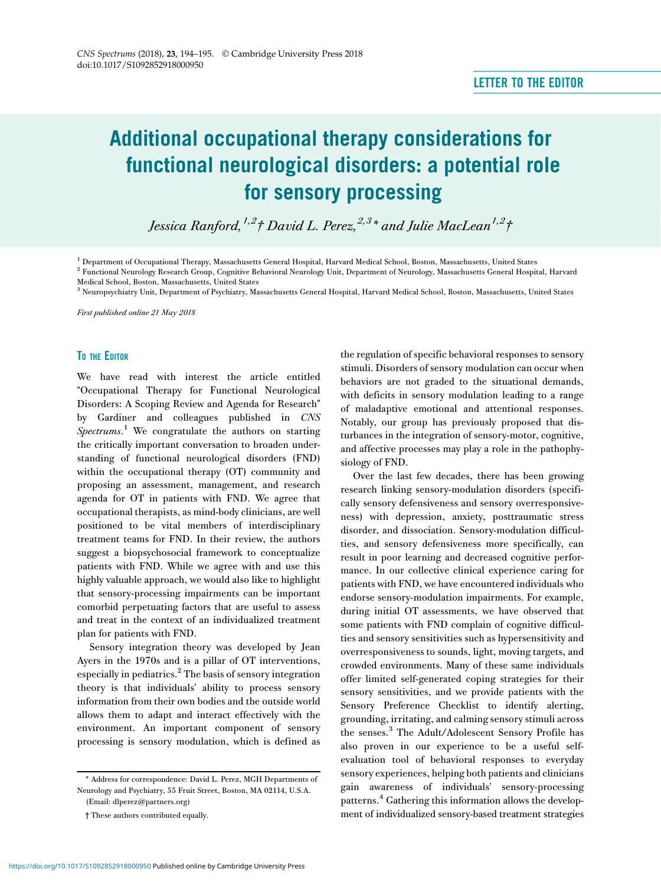LETTER TO THE EDITOR

# Additional occupational therapy considerations for functional neurological disorders: a potential role for sensory processing

*Jessica Ranford,[1,2]† David L. Perez,[2,3]* and Julie MacLean[1,2]†*

[1] Department of Occupational Therapy, Massachusetts General Hospital, Harvard Medical School, Boston, Massachusetts, United States

[2] Functional Neurology Research Group, Cognitive Behavioral Neurology Unit, Department of Neurology, Massachusetts General Hospital, Harvard Medical School, Boston, Massachusetts, United States

[3] Neuropsychiatry Unit, Department of Psychiatry, Massachusetts General Hospital, Harvard Medical School, Boston, Massachusetts, United States

*First published online 21 May 2018*

## To the Editor

We have read with interest the article entitled "Occupational Therapy for Functional Neurological Disorders: A Scoping Review and Agenda for Research" by Gardiner and colleagues published in *CNS Spectrums*.[1] We congratulate the authors on starting the critically important conversation to broaden understanding of functional neurological disorders (FND) within the occupational therapy (OT) community and proposing an assessment, management, and research agenda for OT in patients with FND. We agree that occupational therapists, as mind-body clinicians, are well positioned to be vital members of interdisciplinary treatment teams for FND. In their review, the authors suggest a biopsychosocial framework to conceptualize patients with FND. While we agree with and use this highly valuable approach, we would also like to highlight that sensory-processing impairments can be important comorbid perpetuating factors that are useful to assess and treat in the context of an individualized treatment plan for patients with FND.

Sensory integration theory was developed by Jean Ayers in the 1970s and is a pillar of OT interventions, especially in pediatrics.[2] The basis of sensory integration theory is that individuals' ability to process sensory information from their own bodies and the outside world allows them to adapt and interact effectively with the environment. An important component of sensory processing is sensory modulation, which is defined as the regulation of specific behavioral responses to sensory stimuli. Disorders of sensory modulation can occur when behaviors are not graded to the situational demands, with deficits in sensory modulation leading to a range of maladaptive emotional and attentional responses. Notably, our group has previously proposed that disturbances in the integration of sensory-motor, cognitive, and affective processes may play a role in the pathophysiology of FND.

Over the last few decades, there has been growing research linking sensory-modulation disorders (specifically sensory defensiveness and sensory overresponsiveness) with depression, anxiety, posttraumatic stress disorder, and dissociation. Sensory-modulation difficulties, and sensory defensiveness more specifically, can result in poor learning and decreased cognitive performance. In our collective clinical experience caring for patients with FND, we have encountered individuals who endorse sensory-modulation impairments. For example, during initial OT assessments, we have observed that some patients with FND complain of cognitive difficulties and sensory sensitivities such as hypersensitivity and overresponsiveness to sounds, light, moving targets, and crowded environments. Many of these same individuals offer limited self-generated coping strategies for their sensory sensitivities, and we provide patients with the Sensory Preference Checklist to identify alerting, grounding, irritating, and calming sensory stimuli across the senses.[3] The Adult/Adolescent Sensory Profile has also proven in our experience to be a useful self-evaluation tool of behavioral responses to everyday sensory experiences, helping both patients and clinicians gain awareness of individuals' sensory-processing patterns.[4] Gathering this information allows the development of individualized sensory-based treatment strategies

---

* Address for correspondence: David L. Perez, MGH Departments of Neurology and Psychiatry, 55 Fruit Street, Boston, MA 02114, U.S.A. (Email: dlperez@partners.org)

† These authors contributed equally.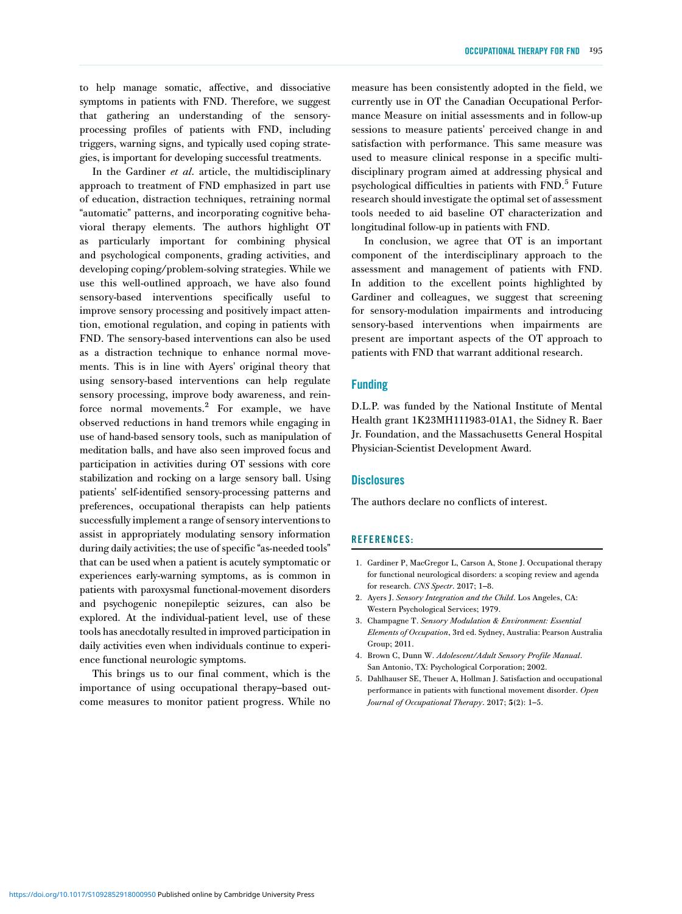to help manage somatic, affective, and dissociative symptoms in patients with FND. Therefore, we suggest that gathering an understanding of the sensory-processing profiles of patients with FND, including triggers, warning signs, and typically used coping strategies, is important for developing successful treatments.

In the Gardiner *et al.* article, the multidisciplinary approach to treatment of FND emphasized in part use of education, distraction techniques, retraining normal "automatic" patterns, and incorporating cognitive behavioral therapy elements. The authors highlight OT as particularly important for combining physical and psychological components, grading activities, and developing coping/problem-solving strategies. While we use this well-outlined approach, we have also found sensory-based interventions specifically useful to improve sensory processing and positively impact attention, emotional regulation, and coping in patients with FND. The sensory-based interventions can also be used as a distraction technique to enhance normal movements. This is in line with Ayers' original theory that using sensory-based interventions can help regulate sensory processing, improve body awareness, and reinforce normal movements.[2] For example, we have observed reductions in hand tremors while engaging in use of hand-based sensory tools, such as manipulation of meditation balls, and have also seen improved focus and participation in activities during OT sessions with core stabilization and rocking on a large sensory ball. Using patients' self-identified sensory-processing patterns and preferences, occupational therapists can help patients successfully implement a range of sensory interventions to assist in appropriately modulating sensory information during daily activities; the use of specific "as-needed tools" that can be used when a patient is acutely symptomatic or experiences early-warning symptoms, as is common in patients with paroxysmal functional-movement disorders and psychogenic nonepileptic seizures, can also be explored. At the individual-patient level, use of these tools has anecdotally resulted in improved participation in daily activities even when individuals continue to experience functional neurologic symptoms.

This brings us to our final comment, which is the importance of using occupational therapy–based outcome measures to monitor patient progress. While no measure has been consistently adopted in the field, we currently use in OT the Canadian Occupational Performance Measure on initial assessments and in follow-up sessions to measure patients' perceived change in and satisfaction with performance. This same measure was used to measure clinical response in a specific multidisciplinary program aimed at addressing physical and psychological difficulties in patients with FND.[5] Future research should investigate the optimal set of assessment tools needed to aid baseline OT characterization and longitudinal follow-up in patients with FND.

In conclusion, we agree that OT is an important component of the interdisciplinary approach to the assessment and management of patients with FND. In addition to the excellent points highlighted by Gardiner and colleagues, we suggest that screening for sensory-modulation impairments and introducing sensory-based interventions when impairments are present are important aspects of the OT approach to patients with FND that warrant additional research.

## Funding

D.L.P. was funded by the National Institute of Mental Health grant 1K23MH111983-01A1, the Sidney R. Baer Jr. Foundation, and the Massachusetts General Hospital Physician-Scientist Development Award.

## Disclosures

The authors declare no conflicts of interest.

## REFERENCES:

1. Gardiner P, MacGregor L, Carson A, Stone J. Occupational therapy for functional neurological disorders: a scoping review and agenda for research. *CNS Spectr*. 2017; 1–8.
2. Ayers J. *Sensory Integration and the Child*. Los Angeles, CA: Western Psychological Services; 1979.
3. Champagne T. *Sensory Modulation & Environment: Essential Elements of Occupation*, 3rd ed. Sydney, Australia: Pearson Australia Group; 2011.
4. Brown C, Dunn W. *Adolescent/Adult Sensory Profile Manual*. San Antonio, TX: Psychological Corporation; 2002.
5. Dahlhauser SE, Theuer A, Hollman J. Satisfaction and occupational performance in patients with functional movement disorder. *Open Journal of Occupational Therapy*. 2017; **5**(2): 1–5.